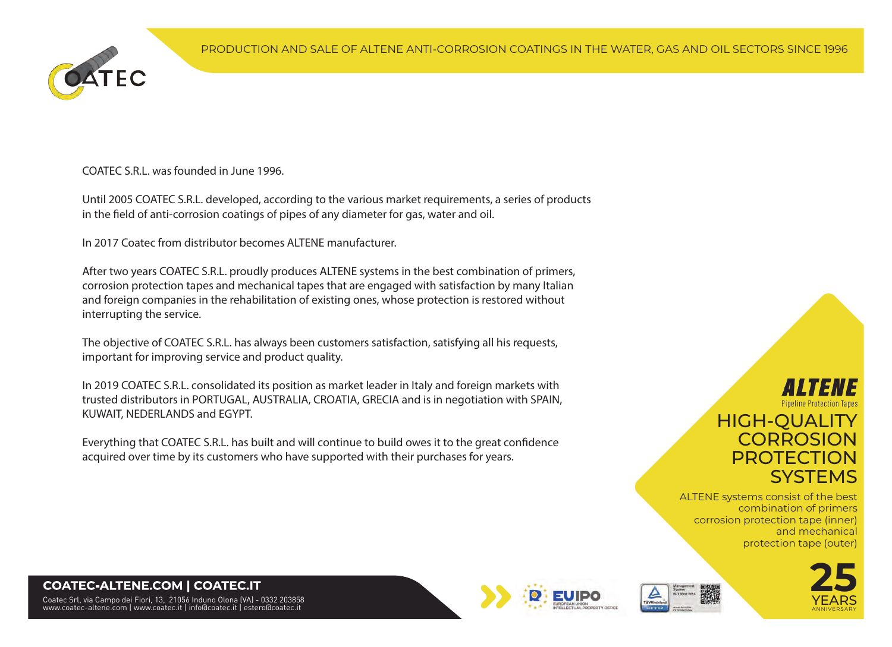PRODUCTION AND SALE OF ALTENE ANTI-CORROSION COATINGS IN THE WATER, GAS AND OIL SECTORS SINCE 1996

COATEC S.R.L. was founded in June 1996.

Until 2005 COATEC S.R.L. developed, according to the various market requirements, a series of products in the field of anti-corrosion coatings of pipes of any diameter for gas, water and oil.

In 2017 Coatec from distributor becomes ALTENE manufacturer.

After two years COATEC S.R.L. proudly produces ALTENE systems in the best combination of primers, corrosion protection tapes and mechanical tapes that are engaged with satisfaction by many Italian and foreign companies in the rehabilitation of existing ones, whose protection is restored without interrupting the service.

The objective of COATEC S.R.L. has always been customers satisfaction, satisfying all his requests, important for improving service and product quality.

In 2019 COATEC S.R.L. consolidated its position as market leader in Italy and foreign markets with trusted distributors in PORTUGAL, AUSTRALIA, CROATIA, GRECIA and is in negotiation with SPAIN, KUWAIT, NEDERLANDS and EGYPT.

Everything that COATEC S.R.L. has built and will continue to build owes it to the great confidence acquired over time by its customers who have supported with their purchases for years.

**ALTENE**
Pipeline Protection Tapes

## HIGH-QUALITY CORROSION PROTECTION SYSTEMS

ALTENE systems consist of the best combination of primers corrosion protection tape (inner) and mechanical protection tape (outer)

**25** YEARS ANNIVERSARY

**COATEC-ALTENE.COM | COATEC.IT**

Coatec Srl, via Campo dei Fiori, 13, 21056 Induno Olona (VA) - 0332 203858
www.coatec-altene.com | www.coatec.it | info@coatec.it | estero@coatec.it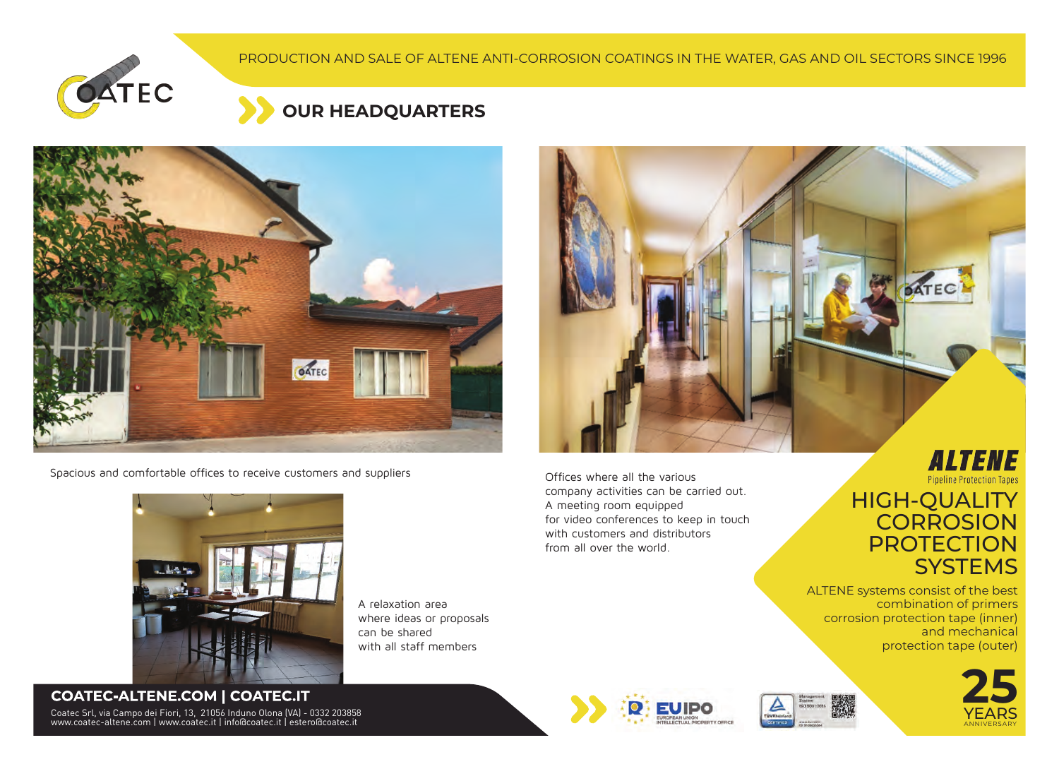PRODUCTION AND SALE OF ALTENE ANTI-CORROSION COATINGS IN THE WATER, GAS AND OIL SECTORS SINCE 1996

## OUR HEADQUARTERS

Spacious and comfortable offices to receive customers and suppliers

Offices where all the various company activities can be carried out. A meeting room equipped for video conferences to keep in touch with customers and distributors from all over the world.

A relaxation area where ideas or proposals can be shared with all staff members

**ALTENE**
Pipeline Protection Tapes

## HIGH-QUALITY CORROSION PROTECTION SYSTEMS

ALTENE systems consist of the best combination of primers corrosion protection tape (inner) and mechanical protection tape (outer)

25 YEARS ANNIVERSARY

**COATEC-ALTENE.COM | COATEC.IT**

Coatec Srl, via Campo dei Fiori, 13, 21056 Induno Olona (VA) - 0332 203858
www.coatec-altene.com | www.coatec.it | info@coatec.it | estero@coatec.it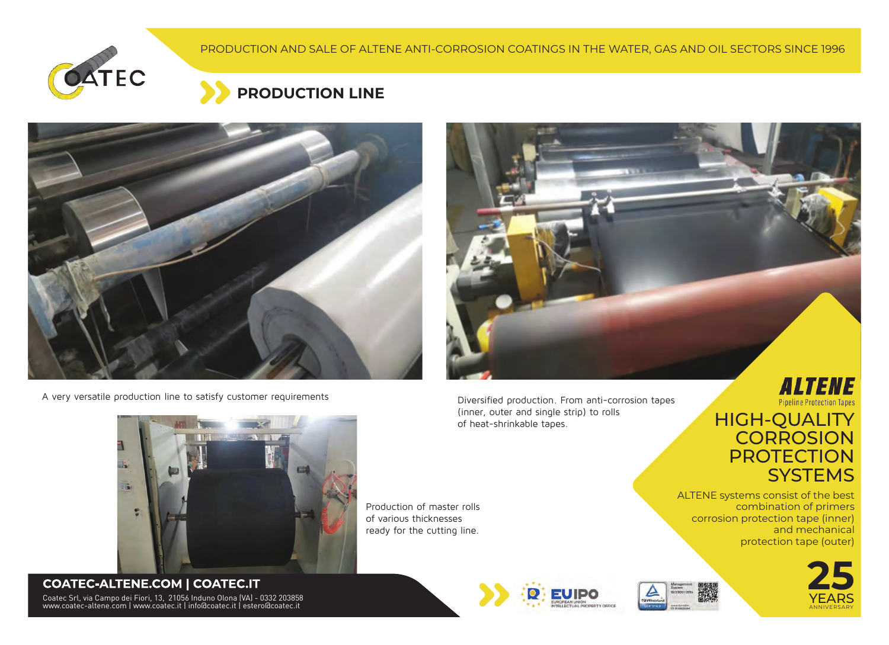PRODUCTION AND SALE OF ALTENE ANTI-CORROSION COATINGS IN THE WATER, GAS AND OIL SECTORS SINCE 1996

## PRODUCTION LINE

A very versatile production line to satisfy customer requirements

Diversified production. From anti-corrosion tapes (inner, outer and single strip) to rolls of heat-shrinkable tapes.

Production of master rolls of various thicknesses ready for the cutting line.

**ALTENE**
Pipeline Protection Tapes

## HIGH-QUALITY CORROSION PROTECTION SYSTEMS

ALTENE systems consist of the best combination of primers corrosion protection tape (inner) and mechanical protection tape (outer)

25 YEARS ANNIVERSARY

**COATEC-ALTENE.COM | COATEC.IT**

Coatec Srl, via Campo dei Fiori, 13, 21056 Induno Olona (VA) - 0332 203858
www.coatec-altene.com | www.coatec.it | info@coatec.it | estero@coatec.it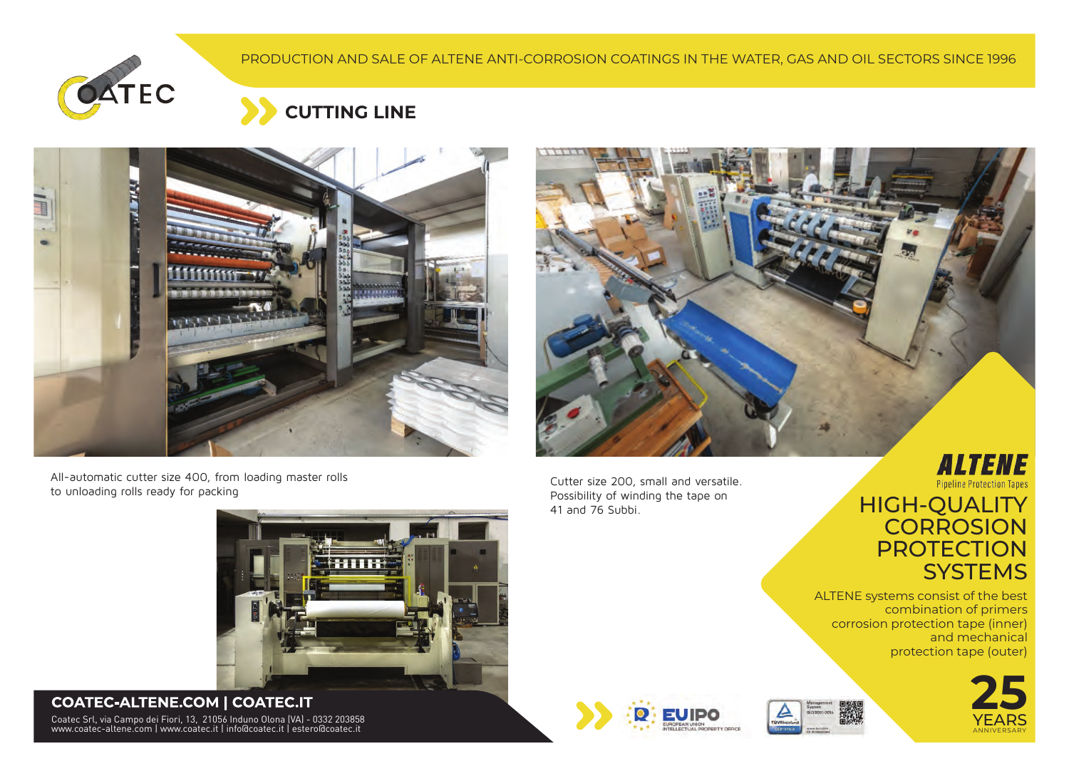PRODUCTION AND SALE OF ALTENE ANTI-CORROSION COATINGS IN THE WATER, GAS AND OIL SECTORS SINCE 1996

## CUTTING LINE

All-automatic cutter size 400, from loading master rolls to unloading rolls ready for packing

Cutter size 200, small and versatile. Possibility of winding the tape on 41 and 76 Subbi.

**ALTENE**
Pipeline Protection Tapes

## HIGH-QUALITY CORROSION PROTECTION SYSTEMS

ALTENE systems consist of the best combination of primers corrosion protection tape (inner) and mechanical protection tape (outer)

**25** YEARS ANNIVERSARY

**COATEC-ALTENE.COM | COATEC.IT**

Coatec Srl, via Campo dei Fiori, 13, 21056 Induno Olona (VA) - 0332 203858
www.coatec-altene.com | www.coatec.it | info@coatec.it | estero@coatec.it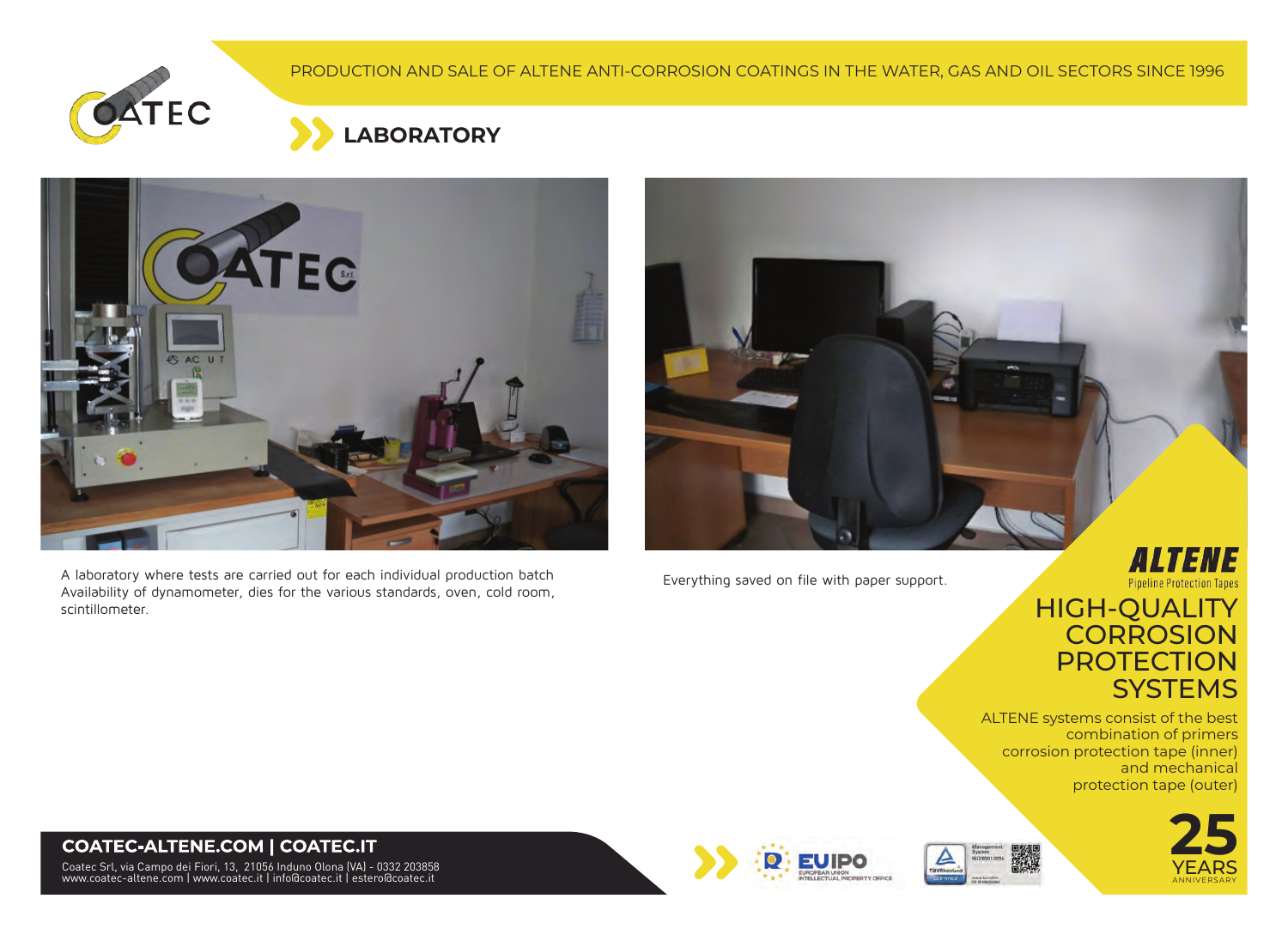## LABORATORY

A laboratory where tests are carried out for each individual production batch
Availability of dynamometer, dies for the various standards, oven, cold room, scintillometer.

Everything saved on file with paper support.

**ALTENE**
Pipeline Protection Tapes

# HIGH-QUALITY CORROSION PROTECTION SYSTEMS

ALTENE systems consist of the best combination of primers corrosion protection tape (inner) and mechanical protection tape (outer)

**25** YEARS ANNIVERSARY

**COATEC-ALTENE.COM | COATEC.IT**

Coatec Srl, via Campo dei Fiori, 13, 21056 Induno Olona (VA) - 0332 203858
www.coatec-altene.com | www.coatec.it | info@coatec.it | estero@coatec.it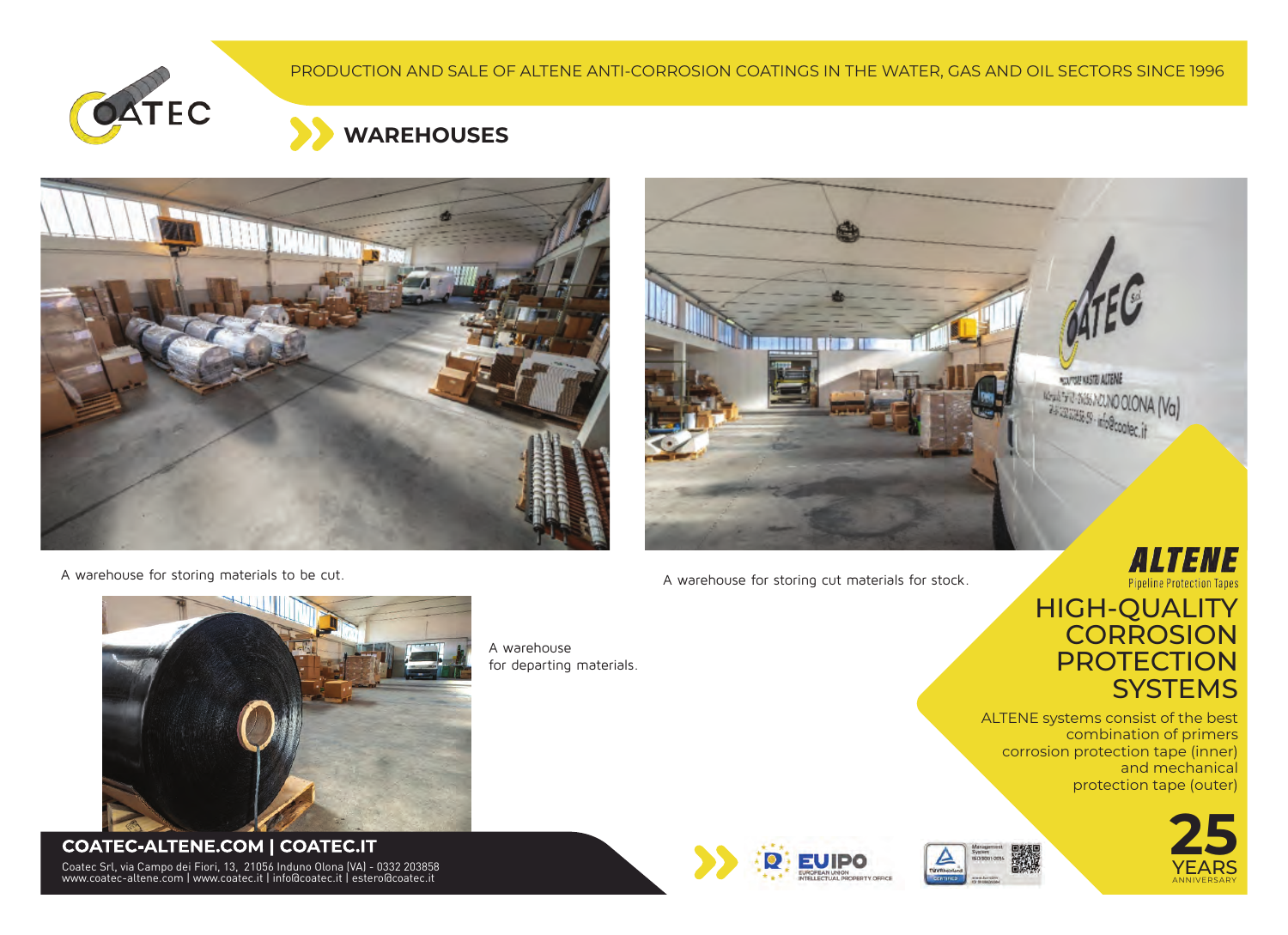PRODUCTION AND SALE OF ALTENE ANTI-CORROSION COATINGS IN THE WATER, GAS AND OIL SECTORS SINCE 1996

## WAREHOUSES

A warehouse for storing materials to be cut.

A warehouse for storing cut materials for stock.

A warehouse for departing materials.

**ALTENE**
Pipeline Protection Tapes

## HIGH-QUALITY CORROSION PROTECTION SYSTEMS

ALTENE systems consist of the best combination of primers corrosion protection tape (inner) and mechanical protection tape (outer)

25 YEARS ANNIVERSARY

**COATEC-ALTENE.COM | COATEC.IT**

Coatec Srl, via Campo dei Fiori, 13, 21056 Induno Olona (VA) - 0332 203858
www.coatec-altene.com | www.coatec.it | info@coatec.it | estero@coatec.it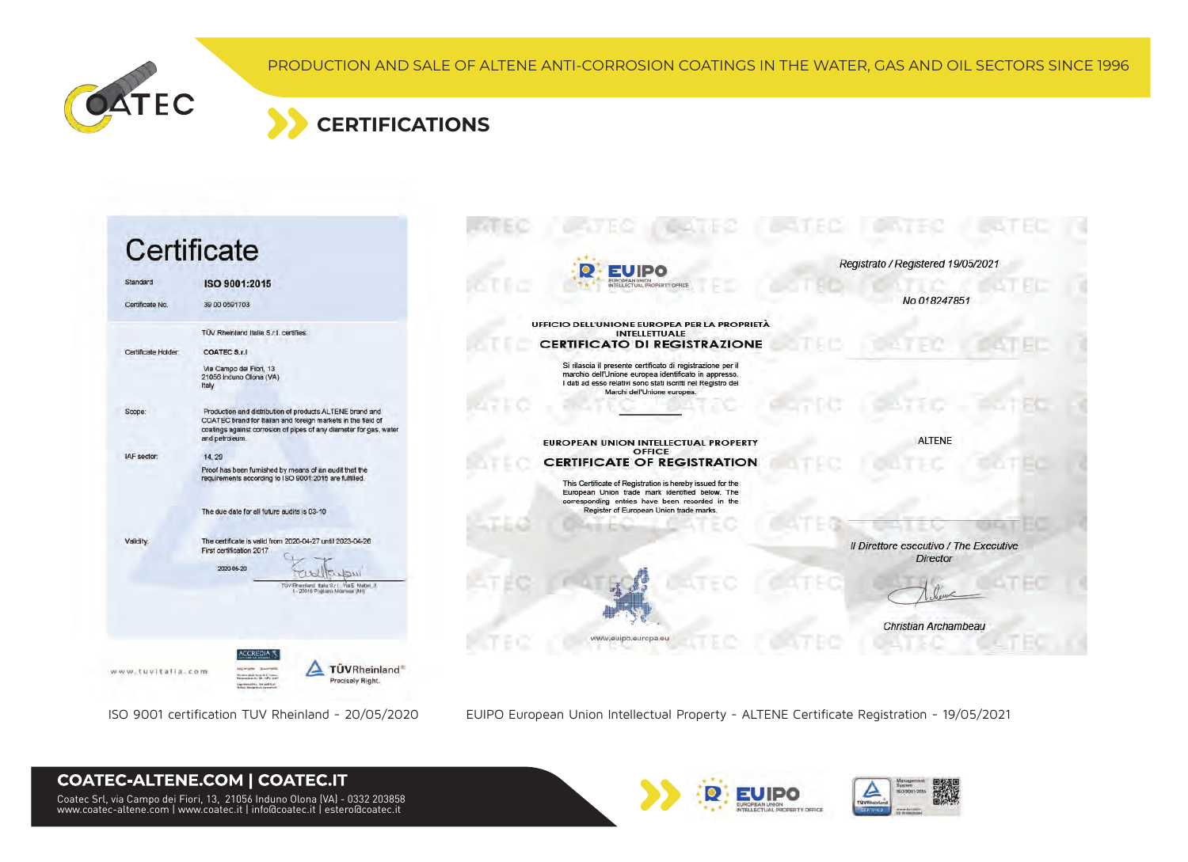PRODUCTION AND SALE OF ALTENE ANTI-CORROSION COATINGS IN THE WATER, GAS AND OIL SECTORS SINCE 1996

## CERTIFICATIONS

# Certificate

| | |
|---|---|
| Standard | **ISO 9001:2015** |
| Certificate No. | 39 00 0591703 |

TÜV Rheinland Italia S.r.l. certifies:

| | |
|---|---|
| Certificate Holder: | **COATEC S.r.l** |
| | Via Campo dei Fiori, 13<br>21056 Induno Olona (VA)<br>Italy |
| Scope: | Production and distribution of products ALTENE brand and COATEC brand for Italian and foreign markets in the field of coatings against corrosion of pipes of any diameter for gas, water and petroleum. |
| IAF sector: | 14, 29 |
| | Proof has been furnished by means of an audit that the requirements according to ISO 9001:2015 are fulfilled. |
| | The due date for all future audits is 03-10 |
| Validity: | The certificate is valid from 2020-04-27 until 2023-04-26<br>First certification 2017 |

2020-05-20

TÜV Rheinland Italia S.r.l., Via E. Mattei, 3 I - 20010 Pogliano Milanese (MI)

www.tuvitalia.com

ACCREDIA

TÜVRheinland® Precisely Right.

ISO 9001 certification TUV Rheinland - 20/05/2020

EUIPO EUROPEAN UNION INTELLECTUAL PROPERTY OFFICE

*Registrato / Registered 19/05/2021*

*No 018247851*

**UFFICIO DELL'UNIONE EUROPEA PER LA PROPRIETÀ INTELLETTUALE**

**CERTIFICATO DI REGISTRAZIONE**

Si rilascia il presente certificato di registrazione per il marchio dell'Unione europea identificato in appresso. I dati ad esso relativi sono stati iscritti nel Registro dei Marchi dell'Unione europea.

**EUROPEAN UNION INTELLECTUAL PROPERTY OFFICE**

**CERTIFICATE OF REGISTRATION**

This Certificate of Registration is hereby issued for the European Union trade mark identified below. The corresponding entries have been recorded in the Register of European Union trade marks.

ALTENE

*Il Direttore esecutivo / The Executive Director*

*Christian Archambeau*

www.euipo.europa.eu

EUIPO European Union Intellectual Property - ALTENE Certificate Registration - 19/05/2021

**COATEC-ALTENE.COM | COATEC.IT**

Coatec Srl, via Campo dei Fiori, 13, 21056 Induno Olona (VA) - 0332 203858
www.coatec-altene.com | www.coatec.it | info@coatec.it | estero@coatec.it